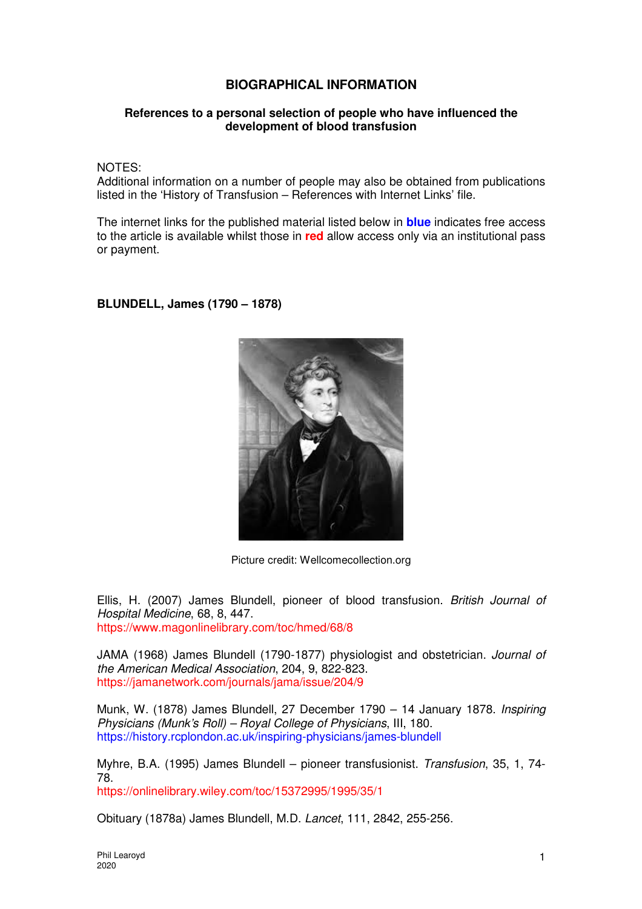# BIOGRAPHICAL INFORMATION

### References to a personal selection of people who have influenced the development of blood transfusion

NOTES:
Additional information on a number of people may also be obtained from publications listed in the 'History of Transfusion – References with Internet Links' file.

The internet links for the published material listed below in **blue** indicates free access to the article is available whilst those in **red** allow access only via an institutional pass or payment.

**BLUNDELL, James (1790 – 1878)**

Picture credit: Wellcomecollection.org

Ellis, H. (2007) James Blundell, pioneer of blood transfusion. *British Journal of Hospital Medicine*, 68, 8, 447.
https://www.magonlinelibrary.com/toc/hmed/68/8

JAMA (1968) James Blundell (1790-1877) physiologist and obstetrician. *Journal of the American Medical Association*, 204, 9, 822-823.
https://jamanetwork.com/journals/jama/issue/204/9

Munk, W. (1878) James Blundell, 27 December 1790 – 14 January 1878. *Inspiring Physicians (Munk's Roll) – Royal College of Physicians*, III, 180.
https://history.rcplondon.ac.uk/inspiring-physicians/james-blundell

Myhre, B.A. (1995) James Blundell – pioneer transfusionist. *Transfusion*, 35, 1, 74-78.
https://onlinelibrary.wiley.com/toc/15372995/1995/35/1

Obituary (1878a) James Blundell, M.D. *Lancet*, 111, 2842, 255-256.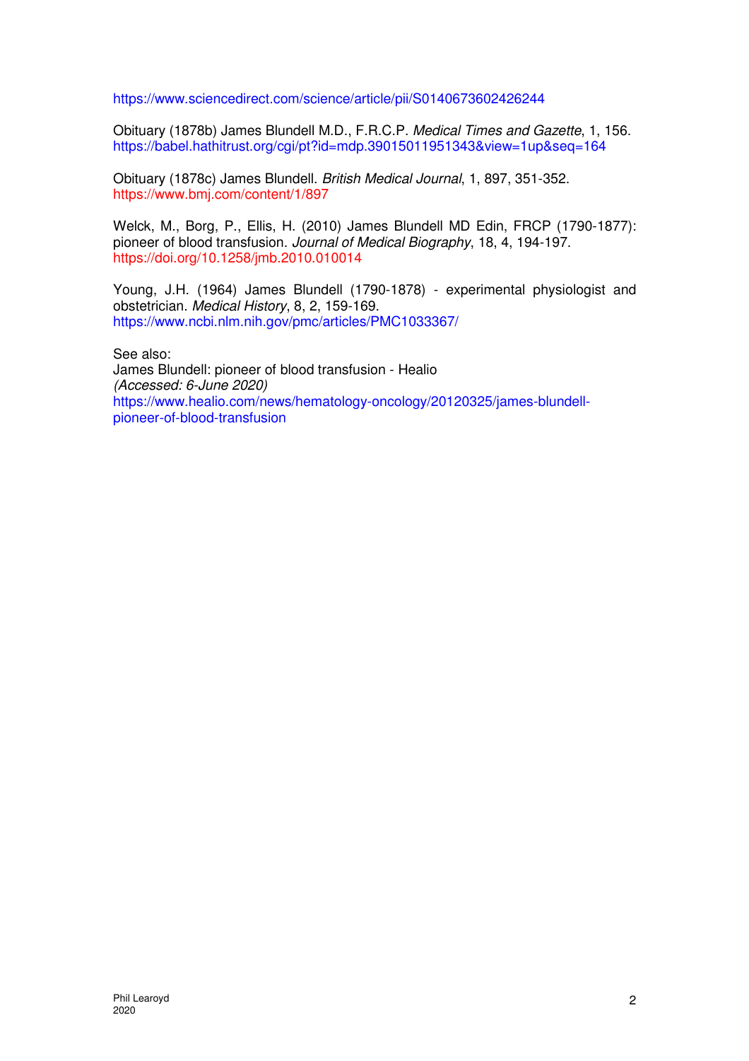https://www.sciencedirect.com/science/article/pii/S0140673602426244

Obituary (1878b) James Blundell M.D., F.R.C.P. *Medical Times and Gazette*, 1, 156.
https://babel.hathitrust.org/cgi/pt?id=mdp.39015011951343&view=1up&seq=164

Obituary (1878c) James Blundell. *British Medical Journal*, 1, 897, 351-352.
https://www.bmj.com/content/1/897

Welck, M., Borg, P., Ellis, H. (2010) James Blundell MD Edin, FRCP (1790-1877): pioneer of blood transfusion. *Journal of Medical Biography*, 18, 4, 194-197.
https://doi.org/10.1258/jmb.2010.010014

Young, J.H. (1964) James Blundell (1790-1878) - experimental physiologist and obstetrician. *Medical History*, 8, 2, 159-169.
https://www.ncbi.nlm.nih.gov/pmc/articles/PMC1033367/

See also:
James Blundell: pioneer of blood transfusion - Healio
*(Accessed: 6-June 2020)*
https://www.healio.com/news/hematology-oncology/20120325/james-blundell-pioneer-of-blood-transfusion